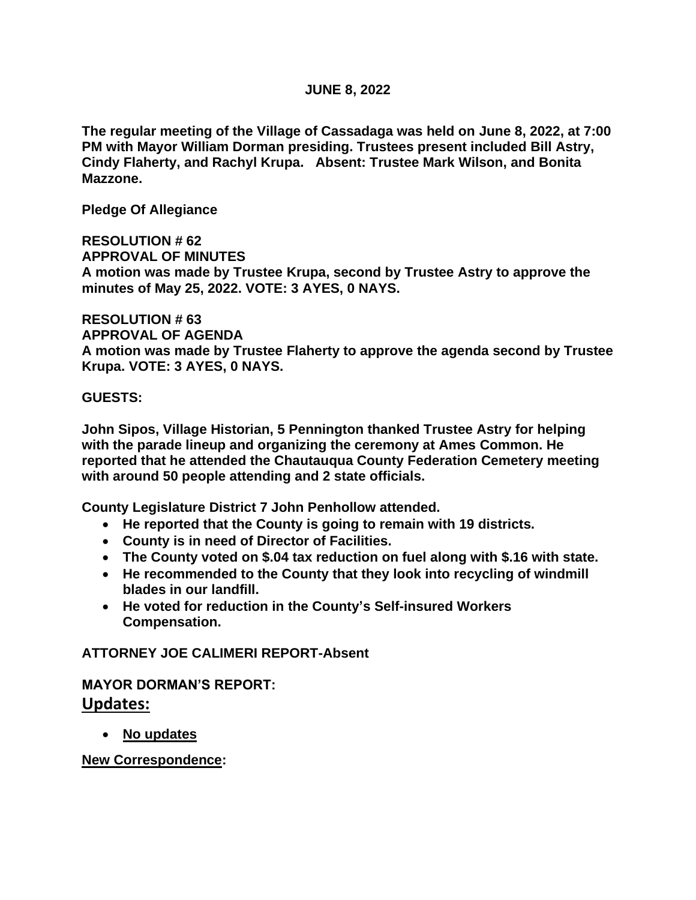**JUNE 8, 2022**

**The regular meeting of the Village of Cassadaga was held on June 8, 2022, at 7:00 PM with Mayor William Dorman presiding. Trustees present included Bill Astry, Cindy Flaherty, and Rachyl Krupa. Absent: Trustee Mark Wilson, and Bonita Mazzone.**

**Pledge Of Allegiance**

**RESOLUTION # 62**
**APPROVAL OF MINUTES**
**A motion was made by Trustee Krupa, second by Trustee Astry to approve the minutes of May 25, 2022. VOTE: 3 AYES, 0 NAYS.**

**RESOLUTION # 63**
**APPROVAL OF AGENDA**
**A motion was made by Trustee Flaherty to approve the agenda second by Trustee Krupa. VOTE: 3 AYES, 0 NAYS.**

**GUESTS:**

**John Sipos, Village Historian, 5 Pennington thanked Trustee Astry for helping with the parade lineup and organizing the ceremony at Ames Common. He reported that he attended the Chautauqua County Federation Cemetery meeting with around 50 people attending and 2 state officials.**

**County Legislature District 7 John Penhollow attended.**

- **He reported that the County is going to remain with 19 districts.**
- **County is in need of Director of Facilities.**
- **The County voted on $.04 tax reduction on fuel along with $.16 with state.**
- **He recommended to the County that they look into recycling of windmill blades in our landfill.**
- **He voted for reduction in the County's Self-insured Workers Compensation.**

**ATTORNEY JOE CALIMERI REPORT-Absent**

**MAYOR DORMAN'S REPORT:**

## Updates:

- **No updates**

**New Correspondence:**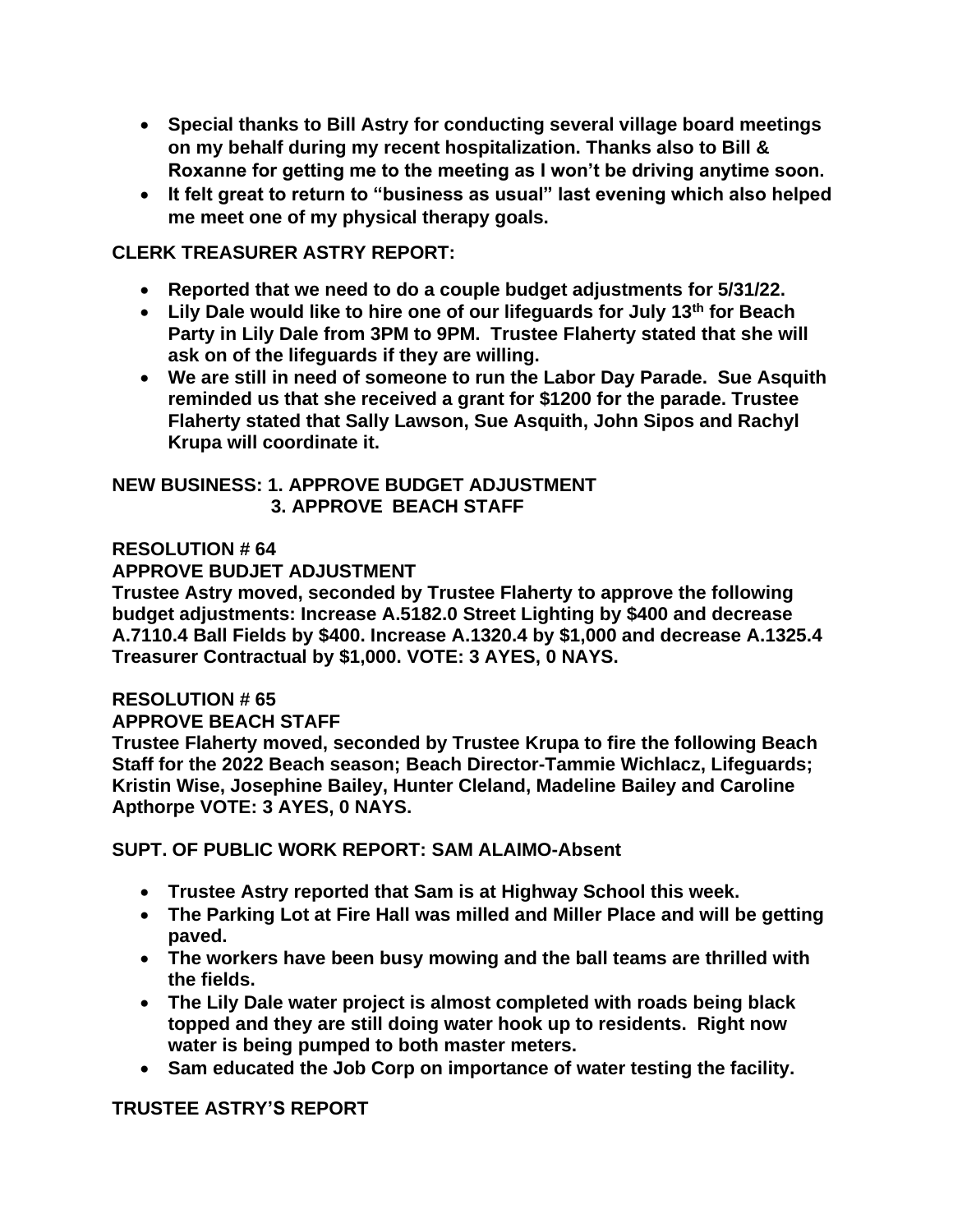- **Special thanks to Bill Astry for conducting several village board meetings on my behalf during my recent hospitalization. Thanks also to Bill & Roxanne for getting me to the meeting as I won't be driving anytime soon.**
- **It felt great to return to "business as usual" last evening which also helped me meet one of my physical therapy goals.**

**CLERK TREASURER ASTRY REPORT:**

- **Reported that we need to do a couple budget adjustments for 5/31/22.**
- **Lily Dale would like to hire one of our lifeguards for July 13th for Beach Party in Lily Dale from 3PM to 9PM. Trustee Flaherty stated that she will ask on of the lifeguards if they are willing.**
- **We are still in need of someone to run the Labor Day Parade. Sue Asquith reminded us that she received a grant for $1200 for the parade. Trustee Flaherty stated that Sally Lawson, Sue Asquith, John Sipos and Rachyl Krupa will coordinate it.**

**NEW BUSINESS: 1. APPROVE BUDGET ADJUSTMENT**
**3. APPROVE BEACH STAFF**

**RESOLUTION # 64**
**APPROVE BUDJET ADJUSTMENT**
**Trustee Astry moved, seconded by Trustee Flaherty to approve the following budget adjustments: Increase A.5182.0 Street Lighting by $400 and decrease A.7110.4 Ball Fields by $400. Increase A.1320.4 by $1,000 and decrease A.1325.4 Treasurer Contractual by $1,000. VOTE: 3 AYES, 0 NAYS.**

**RESOLUTION # 65**
**APPROVE BEACH STAFF**
**Trustee Flaherty moved, seconded by Trustee Krupa to fire the following Beach Staff for the 2022 Beach season; Beach Director-Tammie Wichlacz, Lifeguards; Kristin Wise, Josephine Bailey, Hunter Cleland, Madeline Bailey and Caroline Apthorpe VOTE: 3 AYES, 0 NAYS.**

**SUPT. OF PUBLIC WORK REPORT: SAM ALAIMO-Absent**

- **Trustee Astry reported that Sam is at Highway School this week.**
- **The Parking Lot at Fire Hall was milled and Miller Place and will be getting paved.**
- **The workers have been busy mowing and the ball teams are thrilled with the fields.**
- **The Lily Dale water project is almost completed with roads being black topped and they are still doing water hook up to residents. Right now water is being pumped to both master meters.**
- **Sam educated the Job Corp on importance of water testing the facility.**

**TRUSTEE ASTRY'S REPORT**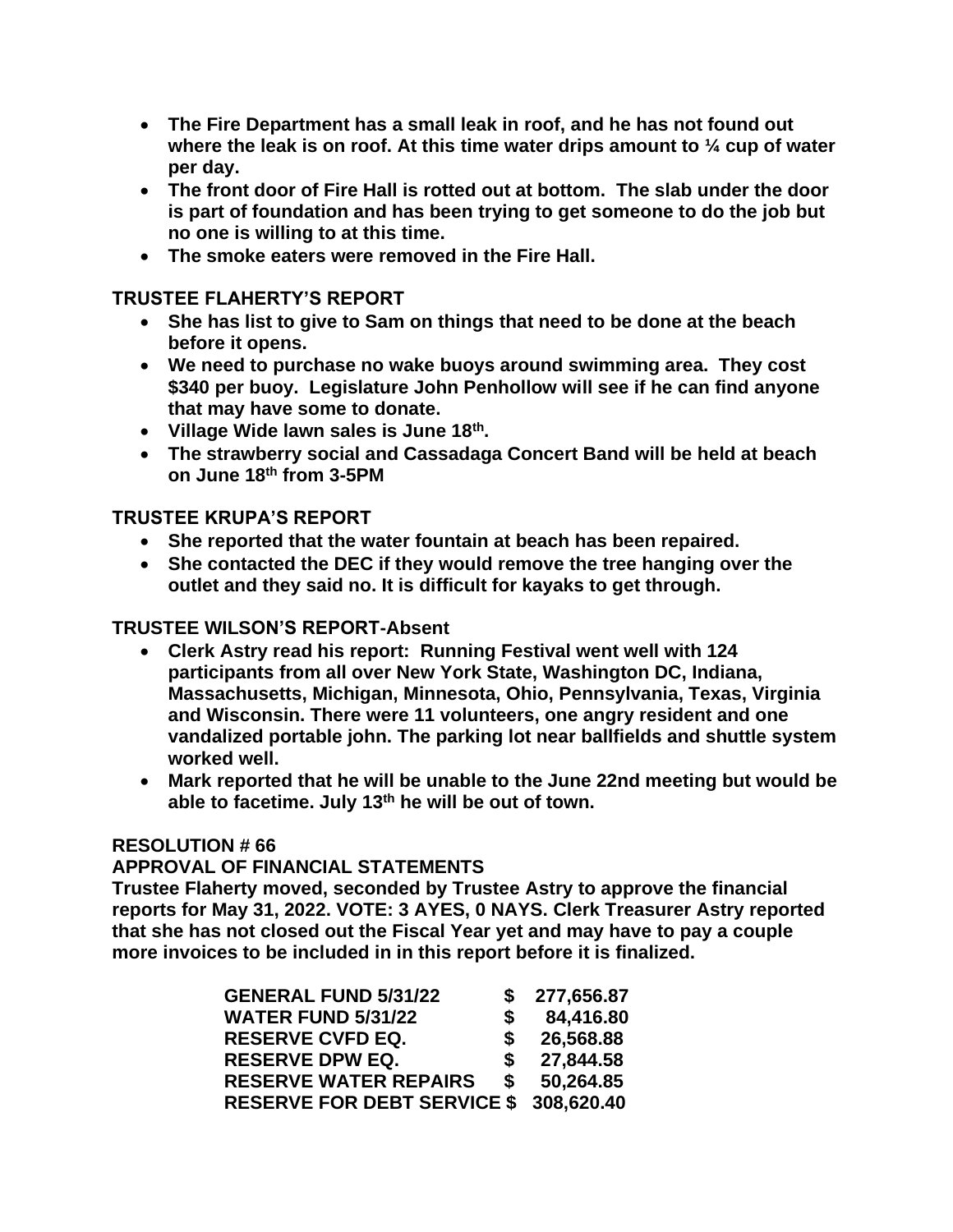- **The Fire Department has a small leak in roof, and he has not found out where the leak is on roof. At this time water drips amount to ¼ cup of water per day.**
- **The front door of Fire Hall is rotted out at bottom. The slab under the door is part of foundation and has been trying to get someone to do the job but no one is willing to at this time.**
- **The smoke eaters were removed in the Fire Hall.**

## TRUSTEE FLAHERTY'S REPORT

- **She has list to give to Sam on things that need to be done at the beach before it opens.**
- **We need to purchase no wake buoys around swimming area. They cost $340 per buoy. Legislature John Penhollow will see if he can find anyone that may have some to donate.**
- **Village Wide lawn sales is June 18th.**
- **The strawberry social and Cassadaga Concert Band will be held at beach on June 18th from 3-5PM**

## TRUSTEE KRUPA'S REPORT

- **She reported that the water fountain at beach has been repaired.**
- **She contacted the DEC if they would remove the tree hanging over the outlet and they said no. It is difficult for kayaks to get through.**

## TRUSTEE WILSON'S REPORT-Absent

- **Clerk Astry read his report: Running Festival went well with 124 participants from all over New York State, Washington DC, Indiana, Massachusetts, Michigan, Minnesota, Ohio, Pennsylvania, Texas, Virginia and Wisconsin. There were 11 volunteers, one angry resident and one vandalized portable john. The parking lot near ballfields and shuttle system worked well.**
- **Mark reported that he will be unable to the June 22nd meeting but would be able to facetime. July 13th he will be out of town.**

## RESOLUTION # 66
## APPROVAL OF FINANCIAL STATEMENTS

**Trustee Flaherty moved, seconded by Trustee Astry to approve the financial reports for May 31, 2022. VOTE: 3 AYES, 0 NAYS. Clerk Treasurer Astry reported that she has not closed out the Fiscal Year yet and may have to pay a couple more invoices to be included in in this report before it is finalized.**

| | | |
|---|---|---|
| **GENERAL FUND 5/31/22** | **$** | **277,656.87** |
| **WATER FUND 5/31/22** | **$** | **84,416.80** |
| **RESERVE CVFD EQ.** | **$** | **26,568.88** |
| **RESERVE DPW EQ.** | **$** | **27,844.58** |
| **RESERVE WATER REPAIRS** | **$** | **50,264.85** |
| **RESERVE FOR DEBT SERVICE** | **$** | **308,620.40** |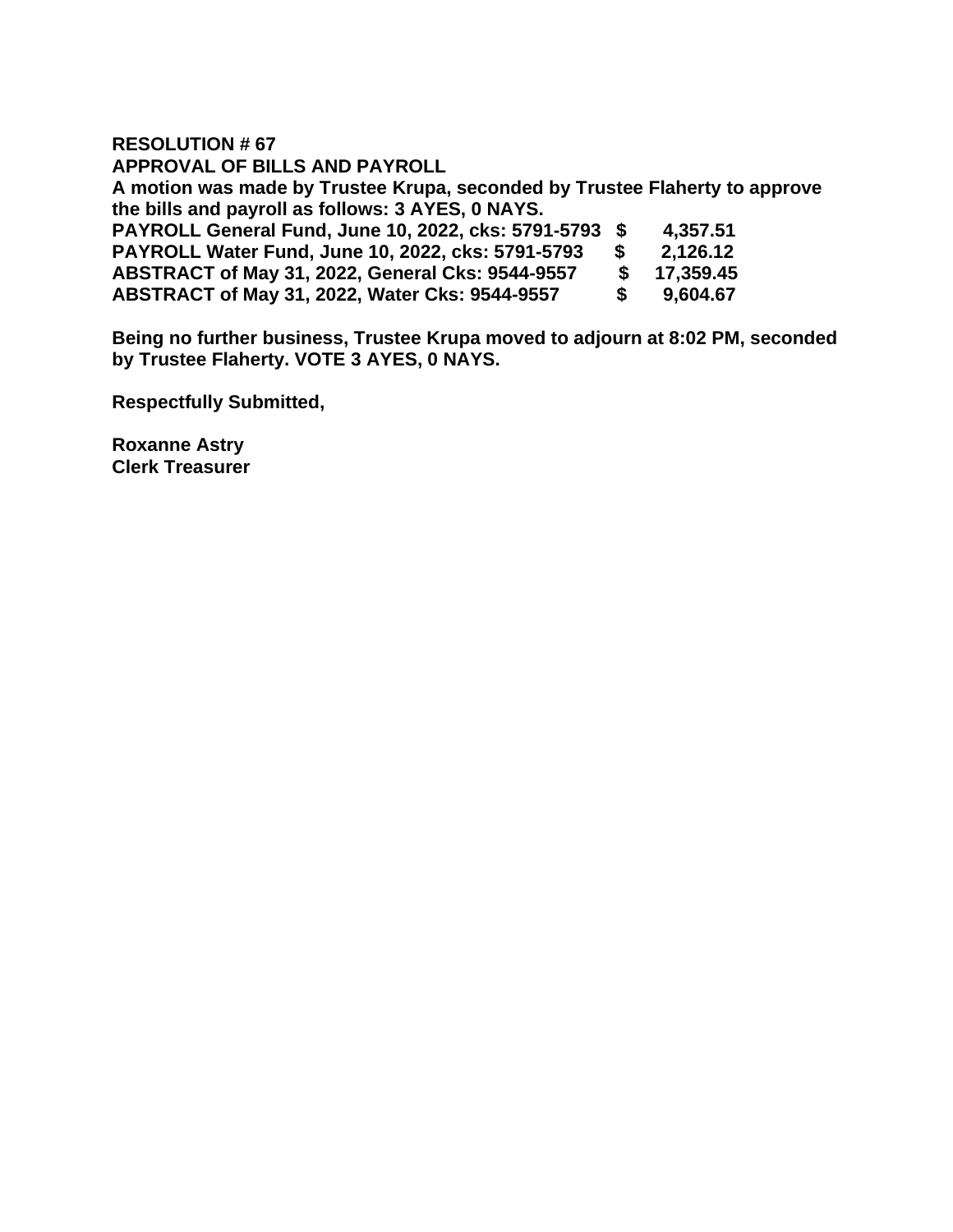**RESOLUTION # 67**
**APPROVAL OF BILLS AND PAYROLL**
**A motion was made by Trustee Krupa, seconded by Trustee Flaherty to approve the bills and payroll as follows: 3 AYES, 0 NAYS.**

| | | |
|---|---|---|
| **PAYROLL General Fund, June 10, 2022, cks: 5791-5793** | **$** | **4,357.51** |
| **PAYROLL Water Fund, June 10, 2022, cks: 5791-5793** | **$** | **2,126.12** |
| **ABSTRACT of May 31, 2022, General Cks: 9544-9557** | **$** | **17,359.45** |
| **ABSTRACT of May 31, 2022, Water Cks: 9544-9557** | **$** | **9,604.67** |

**Being no further business, Trustee Krupa moved to adjourn at 8:02 PM, seconded by Trustee Flaherty. VOTE 3 AYES, 0 NAYS.**

**Respectfully Submitted,**

**Roxanne Astry**
**Clerk Treasurer**